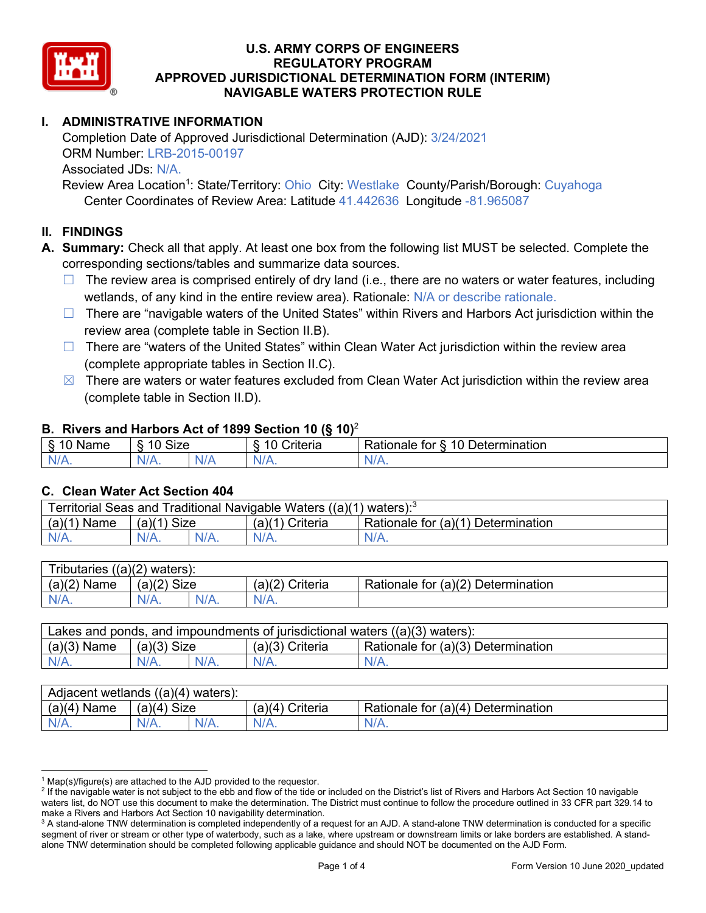# U.S. ARMY CORPS OF ENGINEERS
# REGULATORY PROGRAM
# APPROVED JURISDICTIONAL DETERMINATION FORM (INTERIM)
# NAVIGABLE WATERS PROTECTION RULE

## I. ADMINISTRATIVE INFORMATION

Completion Date of Approved Jurisdictional Determination (AJD): 3/24/2021
ORM Number: LRB-2015-00197
Associated JDs: N/A.
Review Area Location[1]: State/Territory: Ohio City: Westlake County/Parish/Borough: Cuyahoga
Center Coordinates of Review Area: Latitude 41.442636 Longitude -81.965087

## II. FINDINGS

**A. Summary:** Check all that apply. At least one box from the following list MUST be selected. Complete the corresponding sections/tables and summarize data sources.

- ☐ The review area is comprised entirely of dry land (i.e., there are no waters or water features, including wetlands, of any kind in the entire review area). Rationale: N/A or describe rationale.
- ☐ There are "navigable waters of the United States" within Rivers and Harbors Act jurisdiction within the review area (complete table in Section II.B).
- ☐ There are "waters of the United States" within Clean Water Act jurisdiction within the review area (complete appropriate tables in Section II.C).
- ☒ There are waters or water features excluded from Clean Water Act jurisdiction within the review area (complete table in Section II.D).

### B. Rivers and Harbors Act of 1899 Section 10 (§ 10)[2]

| § 10 Name | § 10 Size | | § 10 Criteria | Rationale for § 10 Determination |
|---|---|---|---|---|
| N/A. | N/A. | N/A | N/A. | N/A. |

### C. Clean Water Act Section 404

| Territorial Seas and Traditional Navigable Waters ((a)(1) waters):[3] | | | | |
|---|---|---|---|---|
| (a)(1) Name | (a)(1) Size | | (a)(1) Criteria | Rationale for (a)(1) Determination |
| N/A. | N/A. | N/A. | N/A. | N/A. |

| Tributaries ((a)(2) waters): | | | | |
|---|---|---|---|---|
| (a)(2) Name | (a)(2) Size | | (a)(2) Criteria | Rationale for (a)(2) Determination |
| N/A. | N/A. | N/A. | N/A. | |

| Lakes and ponds, and impoundments of jurisdictional waters ((a)(3) waters): | | | | |
|---|---|---|---|---|
| (a)(3) Name | (a)(3) Size | | (a)(3) Criteria | Rationale for (a)(3) Determination |
| N/A. | N/A. | N/A. | N/A. | N/A. |

| Adjacent wetlands ((a)(4) waters): | | | | |
|---|---|---|---|---|
| (a)(4) Name | (a)(4) Size | | (a)(4) Criteria | Rationale for (a)(4) Determination |
| N/A. | N/A. | N/A. | N/A. | N/A. |

---

[1] Map(s)/figure(s) are attached to the AJD provided to the requestor.
[2] If the navigable water is not subject to the ebb and flow of the tide or included on the District's list of Rivers and Harbors Act Section 10 navigable waters list, do NOT use this document to make the determination. The District must continue to follow the procedure outlined in 33 CFR part 329.14 to make a Rivers and Harbors Act Section 10 navigability determination.
[3] A stand-alone TNW determination is completed independently of a request for an AJD. A stand-alone TNW determination is conducted for a specific segment of river or stream or other type of waterbody, such as a lake, where upstream or downstream limits or lake borders are established. A stand-alone TNW determination should be completed following applicable guidance and should NOT be documented on the AJD Form.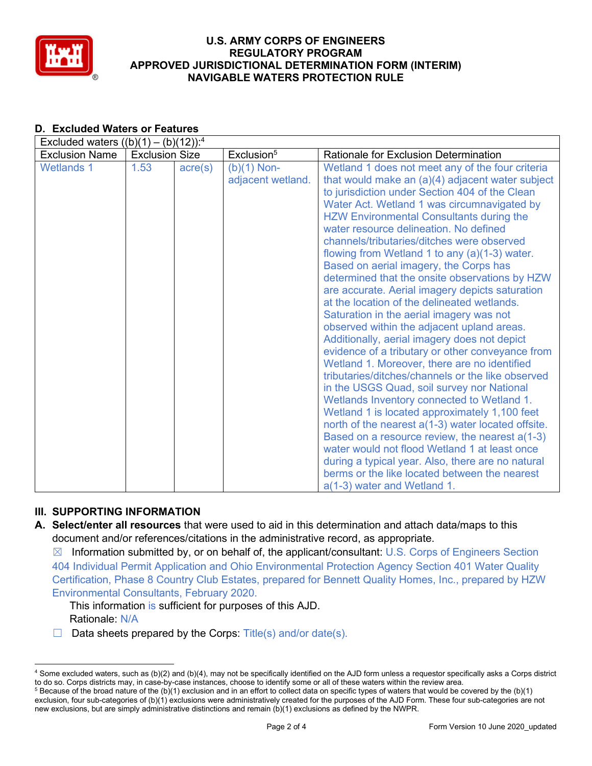## D. Excluded Waters or Features

Excluded waters ((b)(1) – (b)(12)):[4]

| Exclusion Name | Exclusion Size | | Exclusion[5] | Rationale for Exclusion Determination |
|---|---|---|---|---|
| Wetlands 1 | 1.53 | acre(s) | (b)(1) Non-adjacent wetland. | Wetland 1 does not meet any of the four criteria that would make an (a)(4) adjacent water subject to jurisdiction under Section 404 of the Clean Water Act. Wetland 1 was circumnavigated by HZW Environmental Consultants during the water resource delineation. No defined channels/tributaries/ditches were observed flowing from Wetland 1 to any (a)(1-3) water. Based on aerial imagery, the Corps has determined that the onsite observations by HZW are accurate. Aerial imagery depicts saturation at the location of the delineated wetlands. Saturation in the aerial imagery was not observed within the adjacent upland areas. Additionally, aerial imagery does not depict evidence of a tributary or other conveyance from Wetland 1. Moreover, there are no identified tributaries/ditches/channels or the like observed in the USGS Quad, soil survey nor National Wetlands Inventory connected to Wetland 1. Wetland 1 is located approximately 1,100 feet north of the nearest a(1-3) water located offsite. Based on a resource review, the nearest a(1-3) water would not flood Wetland 1 at least once during a typical year. Also, there are no natural berms or the like located between the nearest a(1-3) water and Wetland 1. |

## III. SUPPORTING INFORMATION

**A. Select/enter all resources** that were used to aid in this determination and attach data/maps to this document and/or references/citations in the administrative record, as appropriate.

☒ Information submitted by, or on behalf of, the applicant/consultant: U.S. Corps of Engineers Section 404 Individual Permit Application and Ohio Environmental Protection Agency Section 401 Water Quality Certification, Phase 8 Country Club Estates, prepared for Bennett Quality Homes, Inc., prepared by HZW Environmental Consultants, February 2020.

This information is sufficient for purposes of this AJD.
Rationale: N/A

☐ Data sheets prepared by the Corps: Title(s) and/or date(s).

---

[4] Some excluded waters, such as (b)(2) and (b)(4), may not be specifically identified on the AJD form unless a requestor specifically asks a Corps district to do so. Corps districts may, in case-by-case instances, choose to identify some or all of these waters within the review area.

[5] Because of the broad nature of the (b)(1) exclusion and in an effort to collect data on specific types of waters that would be covered by the (b)(1) exclusion, four sub-categories of (b)(1) exclusions were administratively created for the purposes of the AJD Form. These four sub-categories are not new exclusions, but are simply administrative distinctions and remain (b)(1) exclusions as defined by the NWPR.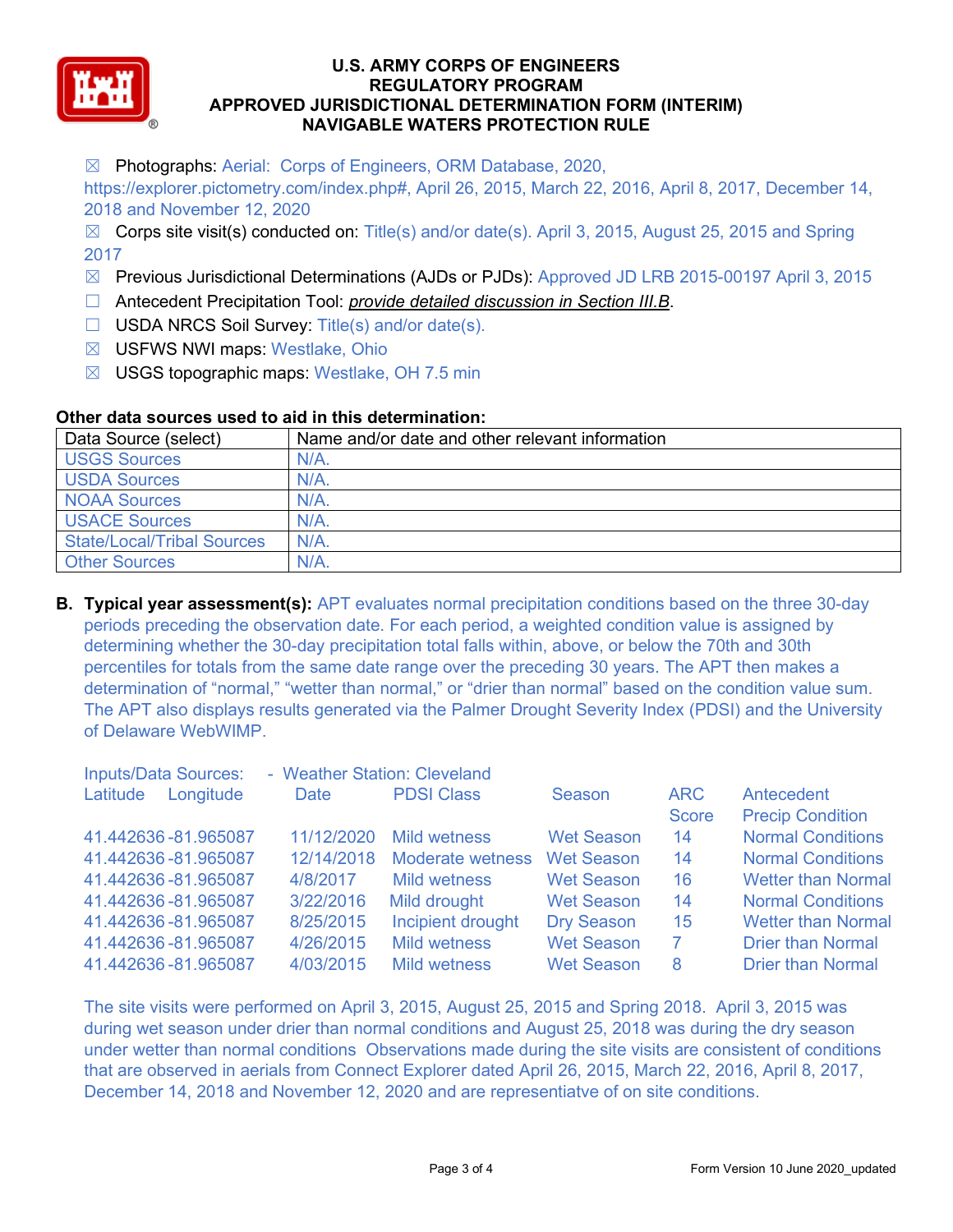☒ Photographs: Aerial: Corps of Engineers, ORM Database, 2020, https://explorer.pictometry.com/index.php#, April 26, 2015, March 22, 2016, April 8, 2017, December 14, 2018 and November 12, 2020

☒ Corps site visit(s) conducted on: Title(s) and/or date(s). April 3, 2015, August 25, 2015 and Spring 2017

☒ Previous Jurisdictional Determinations (AJDs or PJDs): Approved JD LRB 2015-00197 April 3, 2015

☐ Antecedent Precipitation Tool: *provide detailed discussion in Section III.B*.

☐ USDA NRCS Soil Survey: Title(s) and/or date(s).

☒ USFWS NWI maps: Westlake, Ohio

☒ USGS topographic maps: Westlake, OH 7.5 min

**Other data sources used to aid in this determination:**

| Data Source (select) | Name and/or date and other relevant information |
|---|---|
| USGS Sources | N/A. |
| USDA Sources | N/A. |
| NOAA Sources | N/A. |
| USACE Sources | N/A. |
| State/Local/Tribal Sources | N/A. |
| Other Sources | N/A. |

**B. Typical year assessment(s):** APT evaluates normal precipitation conditions based on the three 30-day periods preceding the observation date. For each period, a weighted condition value is assigned by determining whether the 30-day precipitation total falls within, above, or below the 70th and 30th percentiles for totals from the same date range over the preceding 30 years. The APT then makes a determination of "normal," "wetter than normal," or "drier than normal" based on the condition value sum. The APT also displays results generated via the Palmer Drought Severity Index (PDSI) and the University of Delaware WebWIMP.

Inputs/Data Sources: - Weather Station: Cleveland

| Latitude | Longitude | Date | PDSI Class | Season | ARC Score | Antecedent Precip Condition |
|---|---|---|---|---|---|---|
| 41.442636 | -81.965087 | 11/12/2020 | Mild wetness | Wet Season | 14 | Normal Conditions |
| 41.442636 | -81.965087 | 12/14/2018 | Moderate wetness | Wet Season | 14 | Normal Conditions |
| 41.442636 | -81.965087 | 4/8/2017 | Mild wetness | Wet Season | 16 | Wetter than Normal |
| 41.442636 | -81.965087 | 3/22/2016 | Mild drought | Wet Season | 14 | Normal Conditions |
| 41.442636 | -81.965087 | 8/25/2015 | Incipient drought | Dry Season | 15 | Wetter than Normal |
| 41.442636 | -81.965087 | 4/26/2015 | Mild wetness | Wet Season | 7 | Drier than Normal |
| 41.442636 | -81.965087 | 4/03/2015 | Mild wetness | Wet Season | 8 | Drier than Normal |

The site visits were performed on April 3, 2015, August 25, 2015 and Spring 2018. April 3, 2015 was during wet season under drier than normal conditions and August 25, 2018 was during the dry season under wetter than normal conditions Observations made during the site visits are consistent of conditions that are observed in aerials from Connect Explorer dated April 26, 2015, March 22, 2016, April 8, 2017, December 14, 2018 and November 12, 2020 and are representiatve of on site conditions.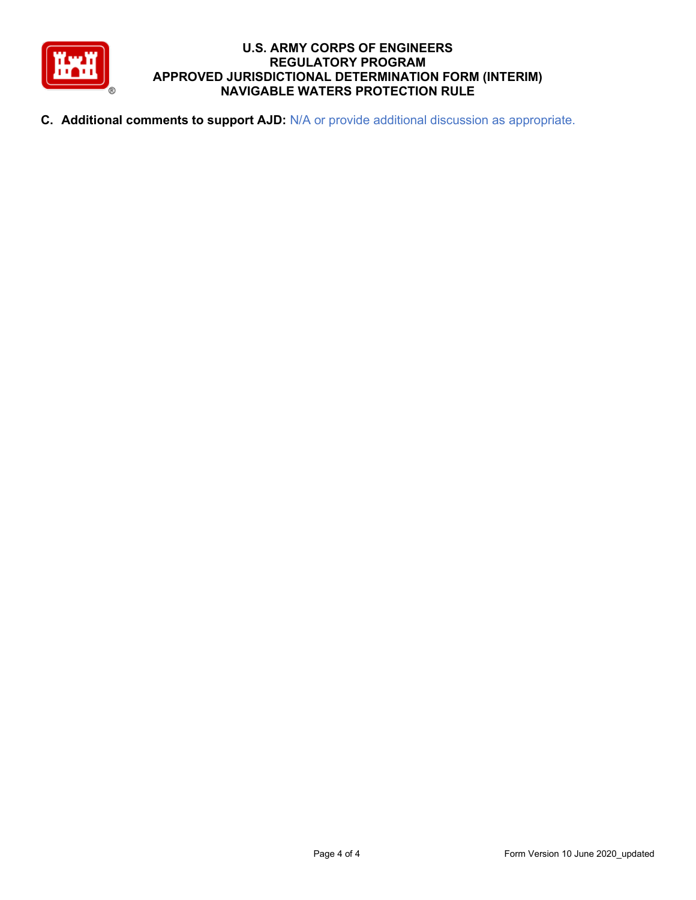**C. Additional comments to support AJD:** N/A or provide additional discussion as appropriate.